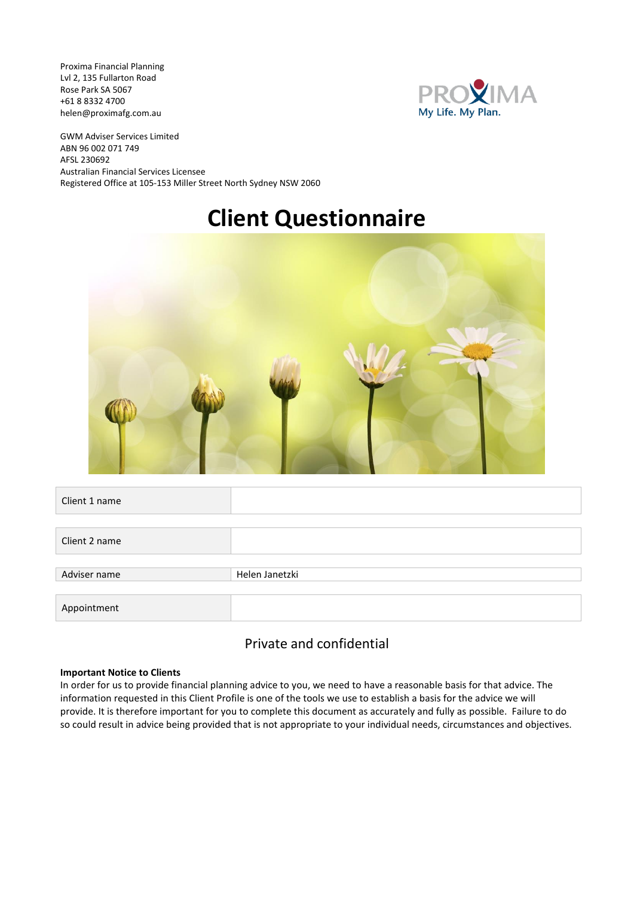Proxima Financial Planning
Lvl 2, 135 Fullarton Road
Rose Park SA 5067
+61 8 8332 4700
helen@proximafg.com.au

PROXIMA
My Life. My Plan.

GWM Adviser Services Limited
ABN 96 002 071 749
AFSL 230692
Australian Financial Services Licensee
Registered Office at 105-153 Miller Street North Sydney NSW 2060

# Client Questionnaire

| | |
|---|---|
| Client 1 name | |
| Client 2 name | |
| Adviser name | Helen Janetzki |
| Appointment | |

## Private and confidential

**Important Notice to Clients**
In order for us to provide financial planning advice to you, we need to have a reasonable basis for that advice. The information requested in this Client Profile is one of the tools we use to establish a basis for the advice we will provide. It is therefore important for you to complete this document as accurately and fully as possible. Failure to do so could result in advice being provided that is not appropriate to your individual needs, circumstances and objectives.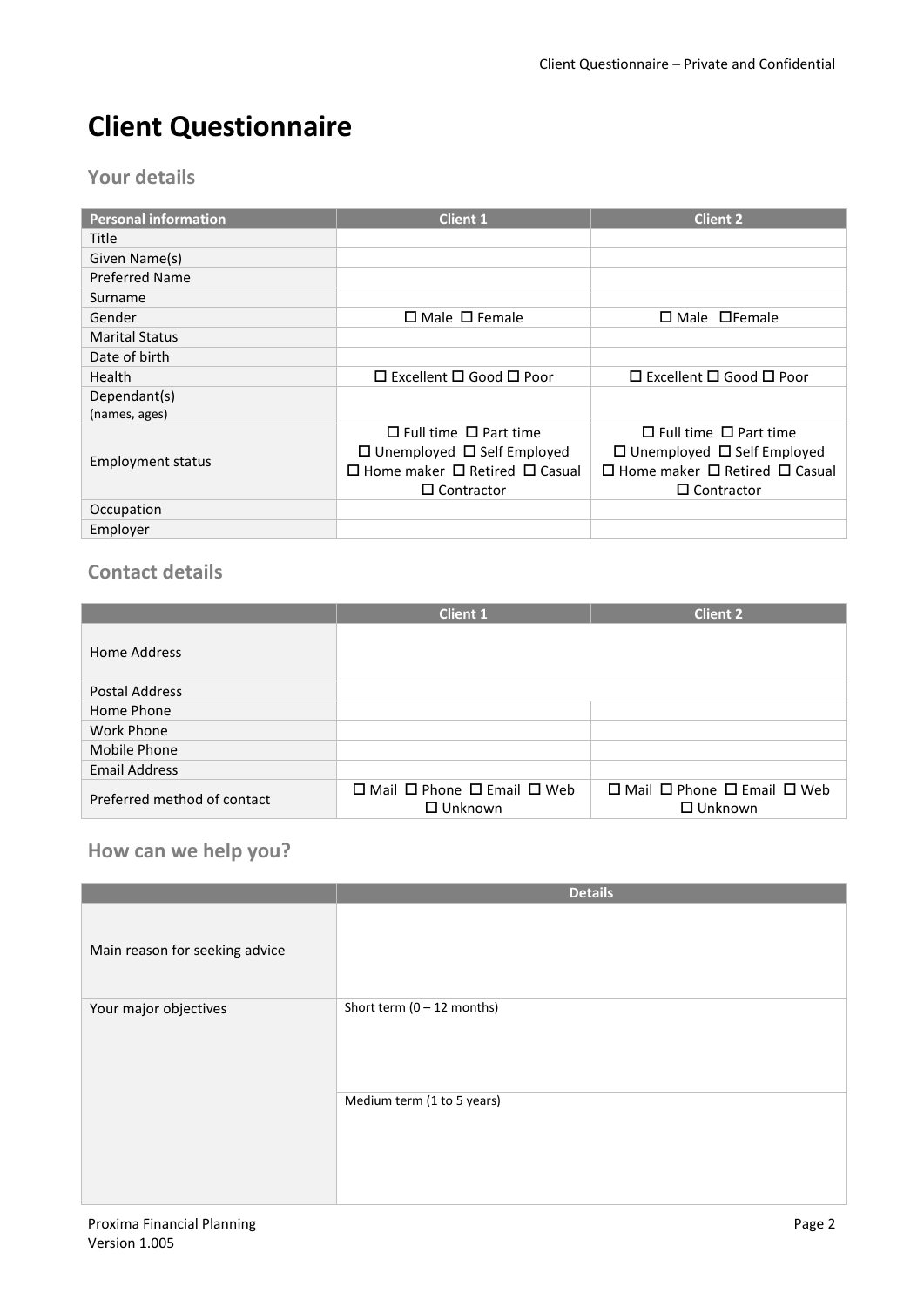# Client Questionnaire

## Your details

| Personal information | Client 1 | Client 2 |
|---|---|---|
| Title | | |
| Given Name(s) | | |
| Preferred Name | | |
| Surname | | |
| Gender | ☐ Male ☐ Female | ☐ Male ☐Female |
| Marital Status | | |
| Date of birth | | |
| Health | ☐ Excellent ☐ Good ☐ Poor | ☐ Excellent ☐ Good ☐ Poor |
| Dependant(s) (names, ages) | | |
| Employment status | ☐ Full time ☐ Part time ☐ Unemployed ☐ Self Employed ☐ Home maker ☐ Retired ☐ Casual ☐ Contractor | ☐ Full time ☐ Part time ☐ Unemployed ☐ Self Employed ☐ Home maker ☐ Retired ☐ Casual ☐ Contractor |
| Occupation | | |
| Employer | | |

## Contact details

| | Client 1 | Client 2 |
|---|---|---|
| Home Address | | |
| Postal Address | | |
| Home Phone | | |
| Work Phone | | |
| Mobile Phone | | |
| Email Address | | |
| Preferred method of contact | ☐ Mail ☐ Phone ☐ Email ☐ Web ☐ Unknown | ☐ Mail ☐ Phone ☐ Email ☐ Web ☐ Unknown |

## How can we help you?

| | Details |
|---|---|
| Main reason for seeking advice | |
| Your major objectives | Short term (0 – 12 months) |
| | Medium term (1 to 5 years) |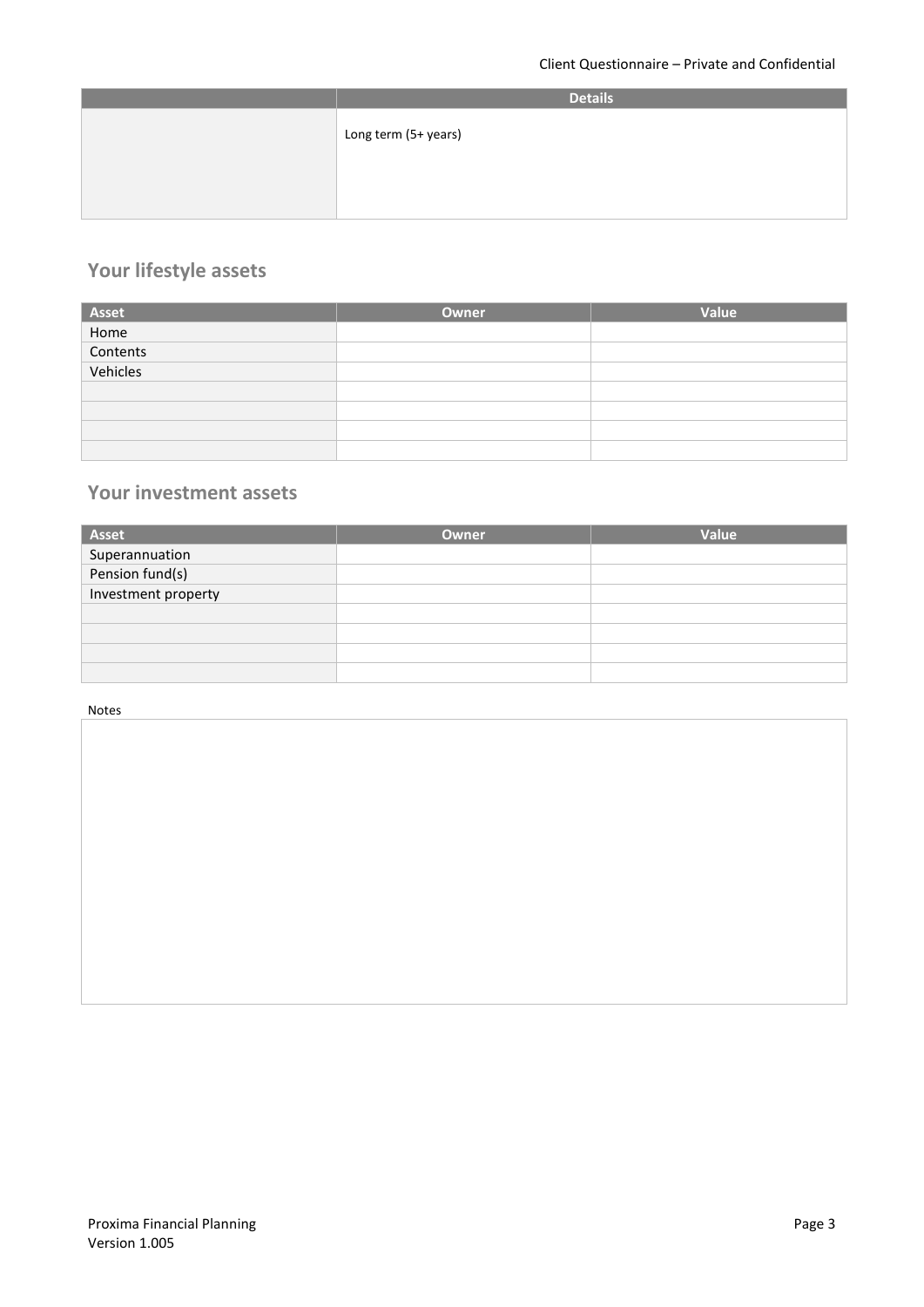| | Details |
|---|---|
| | Long term (5+ years) |

## Your lifestyle assets

| Asset | Owner | Value |
|---|---|---|
| Home | | |
| Contents | | |
| Vehicles | | |
| | | |
| | | |
| | | |
| | | |

## Your investment assets

| Asset | Owner | Value |
|---|---|---|
| Superannuation | | |
| Pension fund(s) | | |
| Investment property | | |
| | | |
| | | |
| | | |
| | | |

Notes

| |
|---|
| |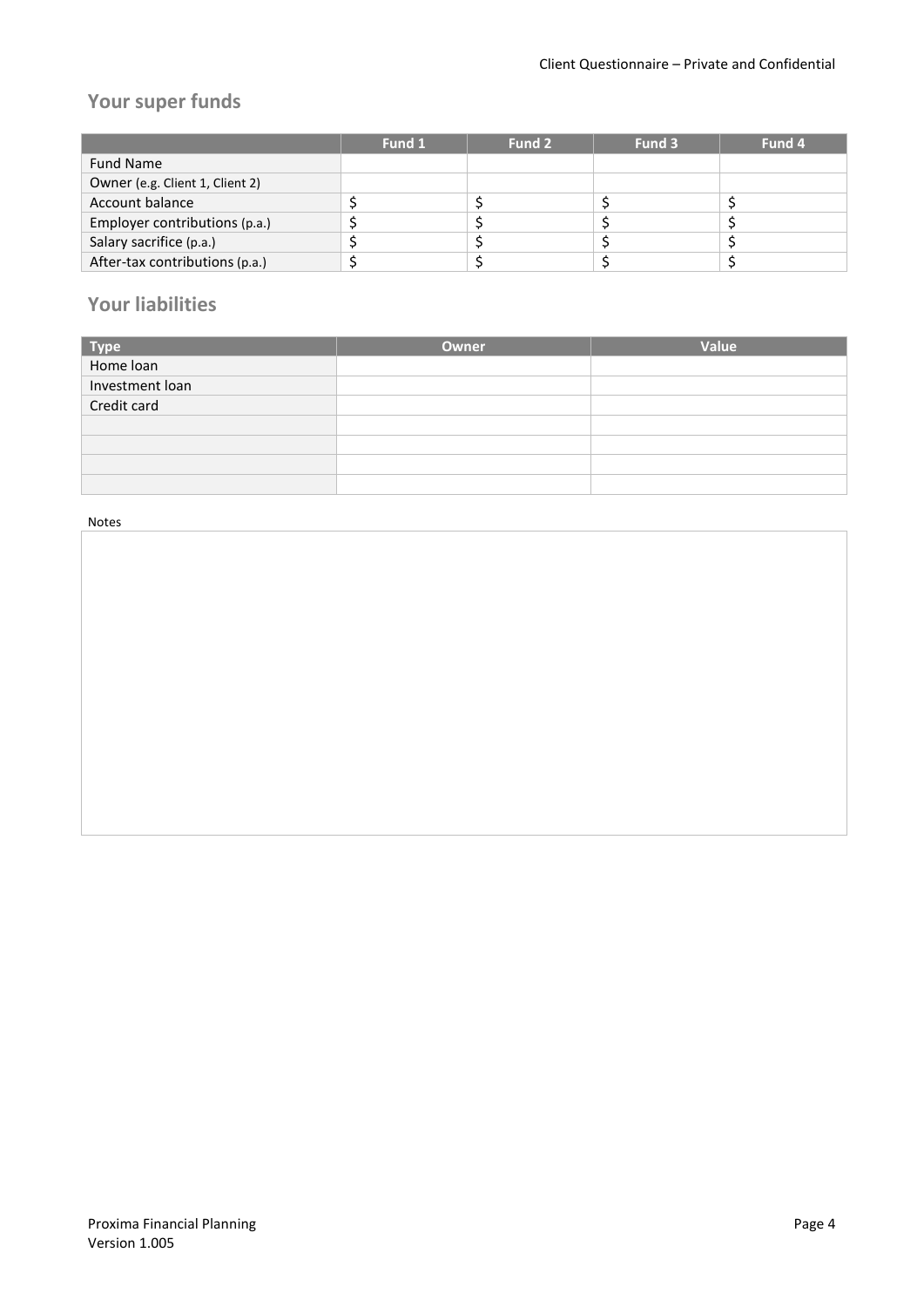## Your super funds

| | Fund 1 | Fund 2 | Fund 3 | Fund 4 |
|---|---|---|---|---|
| Fund Name | | | | |
| Owner (e.g. Client 1, Client 2) | | | | |
| Account balance | $ | $ | $ | $ |
| Employer contributions (p.a.) | $ | $ | $ | $ |
| Salary sacrifice (p.a.) | $ | $ | $ | $ |
| After-tax contributions (p.a.) | $ | $ | $ | $ |

## Your liabilities

| Type | Owner | Value |
|---|---|---|
| Home loan | | |
| Investment loan | | |
| Credit card | | |
| | | |
| | | |
| | | |
| | | |

Notes

| |
|---|
| |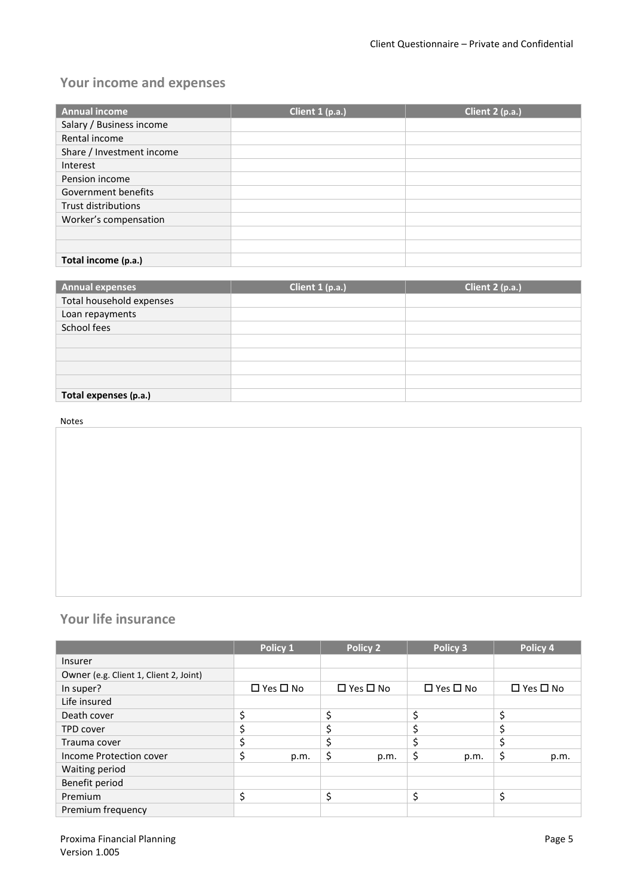## Your income and expenses

| Annual income | Client 1 (p.a.) | Client 2 (p.a.) |
|---|---|---|
| Salary / Business income | | |
| Rental income | | |
| Share / Investment income | | |
| Interest | | |
| Pension income | | |
| Government benefits | | |
| Trust distributions | | |
| Worker's compensation | | |
| | | |
| | | |
| **Total income (p.a.)** | | |

| Annual expenses | Client 1 (p.a.) | Client 2 (p.a.) |
|---|---|---|
| Total household expenses | | |
| Loan repayments | | |
| School fees | | |
| | | |
| | | |
| | | |
| | | |
| **Total expenses (p.a.)** | | |

Notes

## Your life insurance

| | Policy 1 | Policy 2 | Policy 3 | Policy 4 |
|---|---|---|---|---|
| Insurer | | | | |
| Owner (e.g. Client 1, Client 2, Joint) | | | | |
| In super? | ☐ Yes ☐ No | ☐ Yes ☐ No | ☐ Yes ☐ No | ☐ Yes ☐ No |
| Life insured | | | | |
| Death cover | $ | $ | $ | $ |
| TPD cover | $ | $ | $ | $ |
| Trauma cover | $ | $ | $ | $ |
| Income Protection cover | $ p.m. | $ p.m. | $ p.m. | $ p.m. |
| Waiting period | | | | |
| Benefit period | | | | |
| Premium | $ | $ | $ | $ |
| Premium frequency | | | | |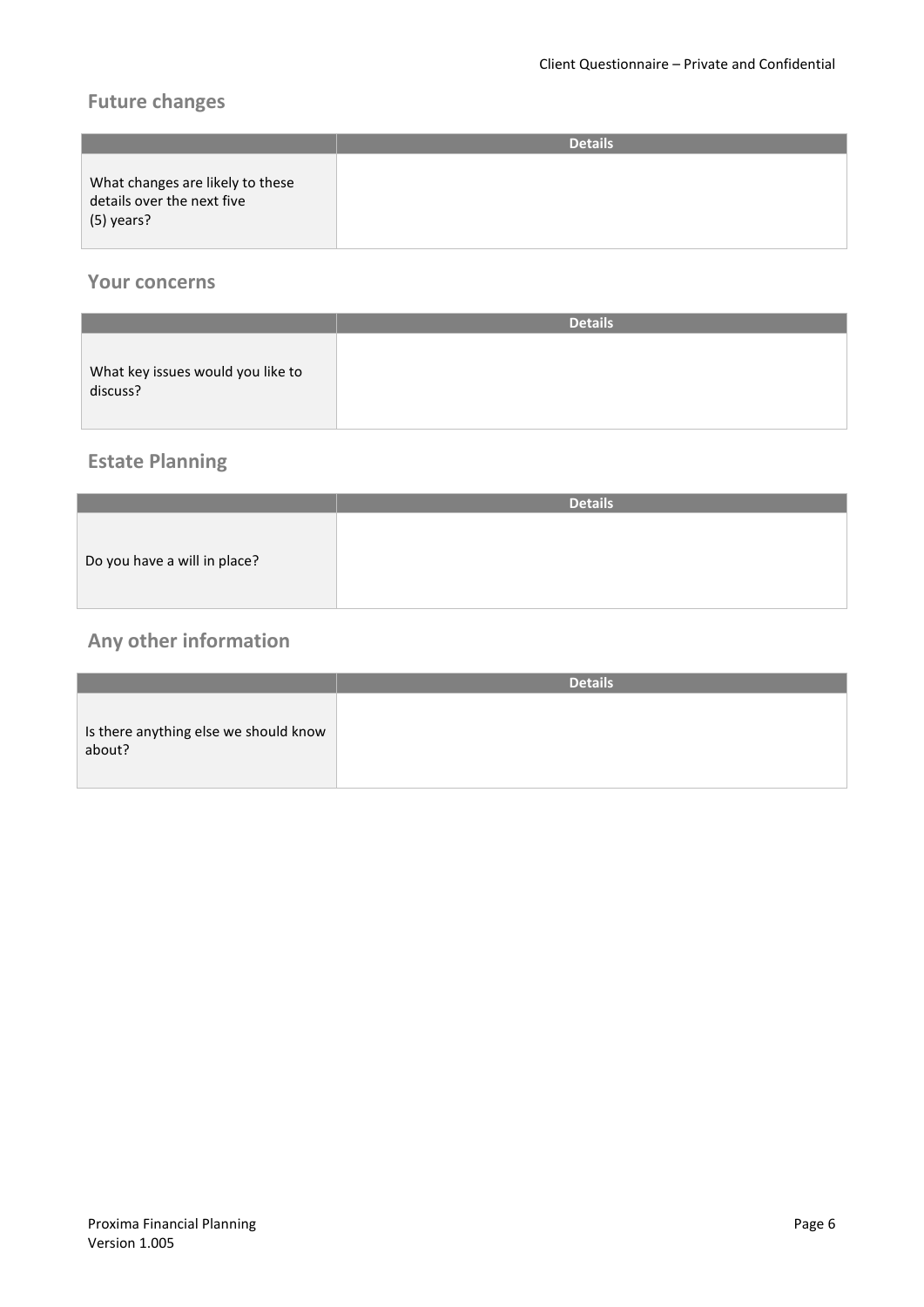## Future changes

| | Details |
|---|---|
| What changes are likely to these details over the next five (5) years? | |

## Your concerns

| | Details |
|---|---|
| What key issues would you like to discuss? | |

## Estate Planning

| | Details |
|---|---|
| Do you have a will in place? | |

## Any other information

| | Details |
|---|---|
| Is there anything else we should know about? | |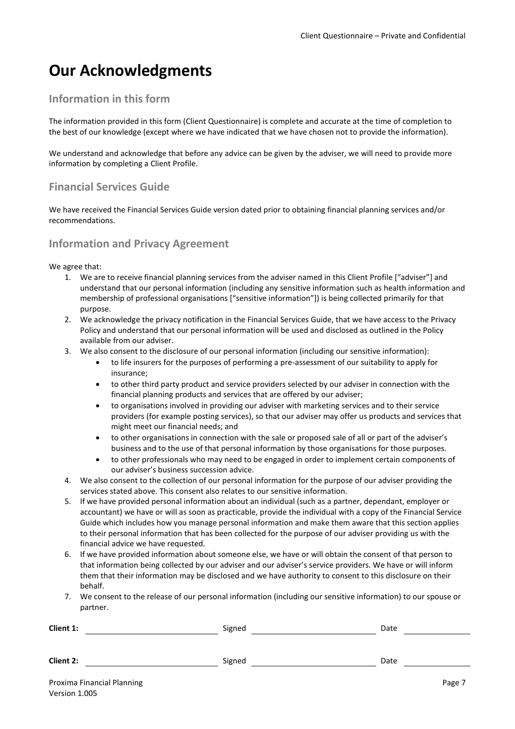# Our Acknowledgments

## Information in this form

The information provided in this form (Client Questionnaire) is complete and accurate at the time of completion to the best of our knowledge (except where we have indicated that we have chosen not to provide the information).

We understand and acknowledge that before any advice can be given by the adviser, we will need to provide more information by completing a Client Profile.

## Financial Services Guide

We have received the Financial Services Guide version dated prior to obtaining financial planning services and/or recommendations.

## Information and Privacy Agreement

We agree that:

1. We are to receive financial planning services from the adviser named in this Client Profile ["adviser"] and understand that our personal information (including any sensitive information such as health information and membership of professional organisations ["sensitive information"]) is being collected primarily for that purpose.
2. We acknowledge the privacy notification in the Financial Services Guide, that we have access to the Privacy Policy and understand that our personal information will be used and disclosed as outlined in the Policy available from our adviser.
3. We also consent to the disclosure of our personal information (including our sensitive information):
   - to life insurers for the purposes of performing a pre-assessment of our suitability to apply for insurance;
   - to other third party product and service providers selected by our adviser in connection with the financial planning products and services that are offered by our adviser;
   - to organisations involved in providing our adviser with marketing services and to their service providers (for example posting services), so that our adviser may offer us products and services that might meet our financial needs; and
   - to other organisations in connection with the sale or proposed sale of all or part of the adviser's business and to the use of that personal information by those organisations for those purposes.
   - to other professionals who may need to be engaged in order to implement certain components of our adviser's business succession advice.
4. We also consent to the collection of our personal information for the purpose of our adviser providing the services stated above. This consent also relates to our sensitive information.
5. If we have provided personal information about an individual (such as a partner, dependant, employer or accountant) we have or will as soon as practicable, provide the individual with a copy of the Financial Service Guide which includes how you manage personal information and make them aware that this section applies to their personal information that has been collected for the purpose of our adviser providing us with the financial advice we have requested.
6. If we have provided information about someone else, we have or will obtain the consent of that person to that information being collected by our adviser and our adviser's service providers. We have or will inform them that their information may be disclosed and we have authority to consent to this disclosure on their behalf.
7. We consent to the release of our personal information (including our sensitive information) to our spouse or partner.

**Client 1:** ______________________ Signed ______________________ Date ____________

**Client 2:** ______________________ Signed ______________________ Date ____________